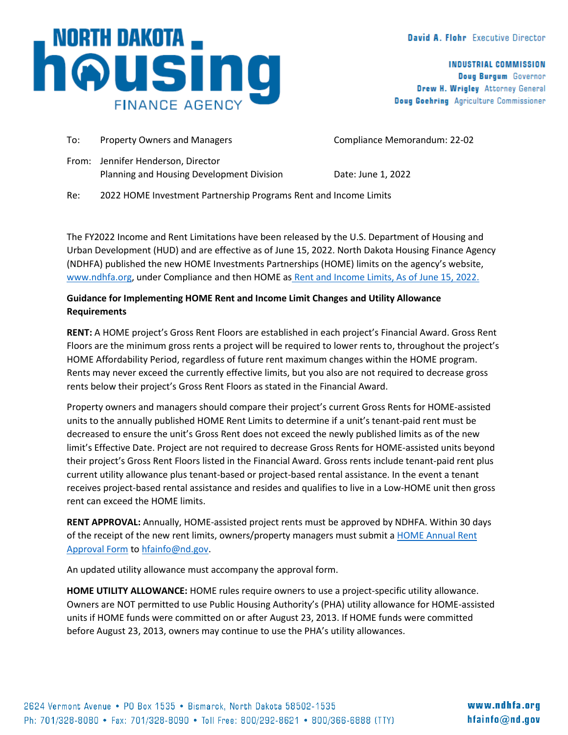**NORTH DAKOTA housing FINANCE AGENCY**

David A. Flohr Executive Director

**INDUSTRIAL COMMISSION**
**Doug Burgum** Governor
**Drew H. Wrigley** Attorney General
**Doug Goehring** Agriculture Commissioner

To: Property Owners and Managers — Compliance Memorandum: 22-02

From: Jennifer Henderson, Director
Planning and Housing Development Division — Date: June 1, 2022

Re: 2022 HOME Investment Partnership Programs Rent and Income Limits

The FY2022 Income and Rent Limitations have been released by the U.S. Department of Housing and Urban Development (HUD) and are effective as of June 15, 2022. North Dakota Housing Finance Agency (NDHFA) published the new HOME Investments Partnerships (HOME) limits on the agency's website, www.ndhfa.org, under Compliance and then HOME as Rent and Income Limits, As of June 15, 2022.

**Guidance for Implementing HOME Rent and Income Limit Changes and Utility Allowance Requirements**

**RENT:** A HOME project's Gross Rent Floors are established in each project's Financial Award. Gross Rent Floors are the minimum gross rents a project will be required to lower rents to, throughout the project's HOME Affordability Period, regardless of future rent maximum changes within the HOME program. Rents may never exceed the currently effective limits, but you also are not required to decrease gross rents below their project's Gross Rent Floors as stated in the Financial Award.

Property owners and managers should compare their project's current Gross Rents for HOME-assisted units to the annually published HOME Rent Limits to determine if a unit's tenant-paid rent must be decreased to ensure the unit's Gross Rent does not exceed the newly published limits as of the new limit's Effective Date. Project are not required to decrease Gross Rents for HOME-assisted units beyond their project's Gross Rent Floors listed in the Financial Award. Gross rents include tenant-paid rent plus current utility allowance plus tenant-based or project-based rental assistance. In the event a tenant receives project-based rental assistance and resides and qualifies to live in a Low-HOME unit then gross rent can exceed the HOME limits.

**RENT APPROVAL:** Annually, HOME-assisted project rents must be approved by NDHFA. Within 30 days of the receipt of the new rent limits, owners/property managers must submit a HOME Annual Rent Approval Form to hfainfo@nd.gov.

An updated utility allowance must accompany the approval form.

**HOME UTILITY ALLOWANCE:** HOME rules require owners to use a project-specific utility allowance. Owners are NOT permitted to use Public Housing Authority's (PHA) utility allowance for HOME-assisted units if HOME funds were committed on or after August 23, 2013. If HOME funds were committed before August 23, 2013, owners may continue to use the PHA's utility allowances.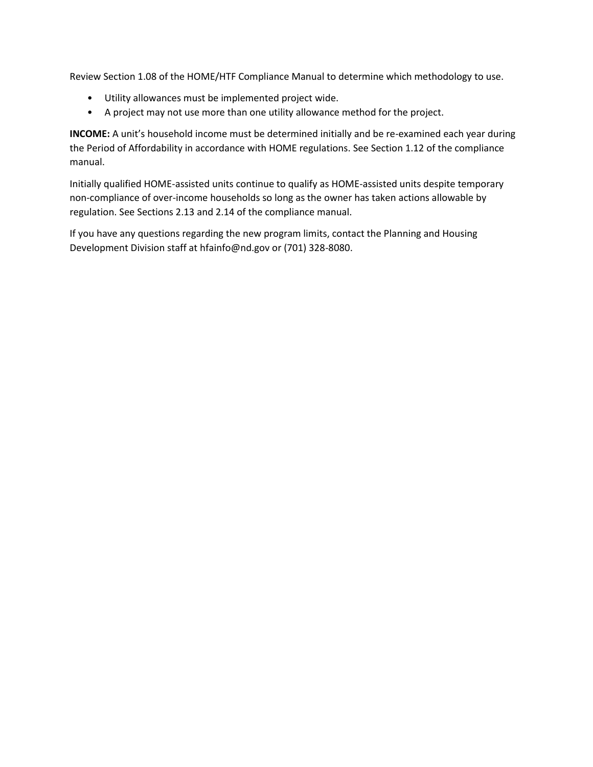Review Section 1.08 of the HOME/HTF Compliance Manual to determine which methodology to use.

- Utility allowances must be implemented project wide.
- A project may not use more than one utility allowance method for the project.

**INCOME:** A unit's household income must be determined initially and be re-examined each year during the Period of Affordability in accordance with HOME regulations. See Section 1.12 of the compliance manual.

Initially qualified HOME-assisted units continue to qualify as HOME-assisted units despite temporary non-compliance of over-income households so long as the owner has taken actions allowable by regulation. See Sections 2.13 and 2.14 of the compliance manual.

If you have any questions regarding the new program limits, contact the Planning and Housing Development Division staff at hfainfo@nd.gov or (701) 328-8080.